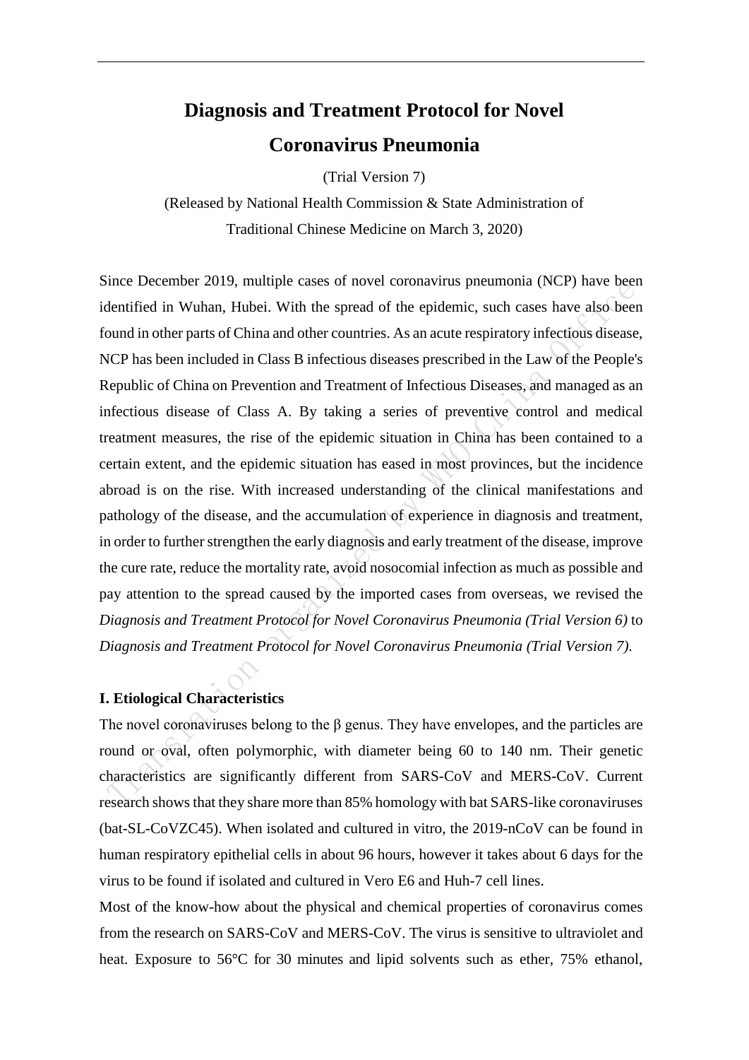# Diagnosis and Treatment Protocol for Novel Coronavirus Pneumonia

(Trial Version 7)

(Released by National Health Commission & State Administration of Traditional Chinese Medicine on March 3, 2020)

Since December 2019, multiple cases of novel coronavirus pneumonia (NCP) have been identified in Wuhan, Hubei. With the spread of the epidemic, such cases have also been found in other parts of China and other countries. As an acute respiratory infectious disease, NCP has been included in Class B infectious diseases prescribed in the Law of the People's Republic of China on Prevention and Treatment of Infectious Diseases, and managed as an infectious disease of Class A. By taking a series of preventive control and medical treatment measures, the rise of the epidemic situation in China has been contained to a certain extent, and the epidemic situation has eased in most provinces, but the incidence abroad is on the rise. With increased understanding of the clinical manifestations and pathology of the disease, and the accumulation of experience in diagnosis and treatment, in order to further strengthen the early diagnosis and early treatment of the disease, improve the cure rate, reduce the mortality rate, avoid nosocomial infection as much as possible and pay attention to the spread caused by the imported cases from overseas, we revised the *Diagnosis and Treatment Protocol for Novel Coronavirus Pneumonia (Trial Version 6)* to *Diagnosis and Treatment Protocol for Novel Coronavirus Pneumonia (Trial Version 7).*

## I. Etiological Characteristics

The novel coronaviruses belong to the β genus. They have envelopes, and the particles are round or oval, often polymorphic, with diameter being 60 to 140 nm. Their genetic characteristics are significantly different from SARS-CoV and MERS-CoV. Current research shows that they share more than 85% homology with bat SARS-like coronaviruses (bat-SL-CoVZC45). When isolated and cultured in vitro, the 2019-nCoV can be found in human respiratory epithelial cells in about 96 hours, however it takes about 6 days for the virus to be found if isolated and cultured in Vero E6 and Huh-7 cell lines.

Most of the know-how about the physical and chemical properties of coronavirus comes from the research on SARS-CoV and MERS-CoV. The virus is sensitive to ultraviolet and heat. Exposure to 56°C for 30 minutes and lipid solvents such as ether, 75% ethanol,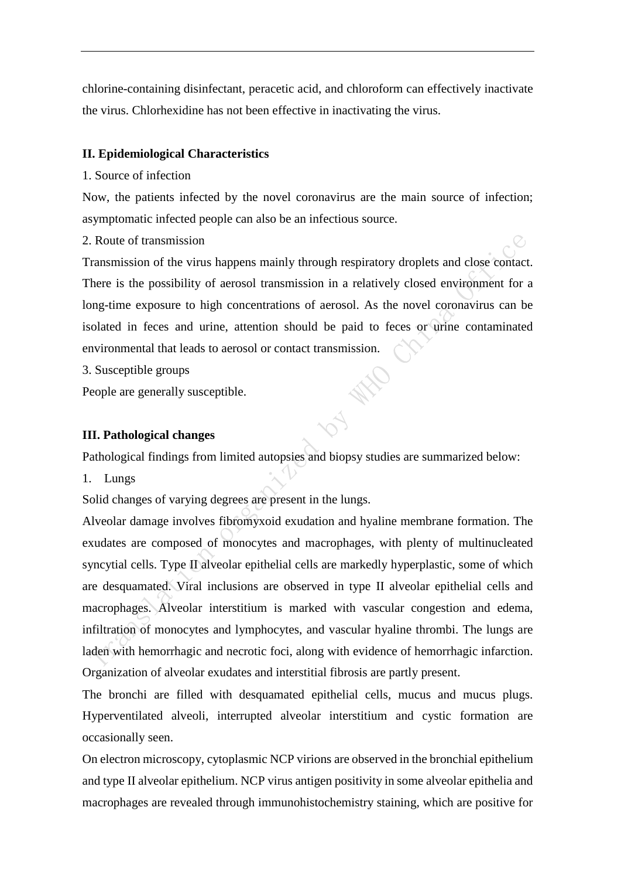chlorine-containing disinfectant, peracetic acid, and chloroform can effectively inactivate the virus. Chlorhexidine has not been effective in inactivating the virus.

## II. Epidemiological Characteristics

1. Source of infection

Now, the patients infected by the novel coronavirus are the main source of infection; asymptomatic infected people can also be an infectious source.

2. Route of transmission

Transmission of the virus happens mainly through respiratory droplets and close contact. There is the possibility of aerosol transmission in a relatively closed environment for a long-time exposure to high concentrations of aerosol. As the novel coronavirus can be isolated in feces and urine, attention should be paid to feces or urine contaminated environmental that leads to aerosol or contact transmission.

3. Susceptible groups

People are generally susceptible.

## III. Pathological changes

Pathological findings from limited autopsies and biopsy studies are summarized below:

1. Lungs

Solid changes of varying degrees are present in the lungs.

Alveolar damage involves fibromyxoid exudation and hyaline membrane formation. The exudates are composed of monocytes and macrophages, with plenty of multinucleated syncytial cells. Type II alveolar epithelial cells are markedly hyperplastic, some of which are desquamated. Viral inclusions are observed in type II alveolar epithelial cells and macrophages. Alveolar interstitium is marked with vascular congestion and edema, infiltration of monocytes and lymphocytes, and vascular hyaline thrombi. The lungs are laden with hemorrhagic and necrotic foci, along with evidence of hemorrhagic infarction. Organization of alveolar exudates and interstitial fibrosis are partly present.

The bronchi are filled with desquamated epithelial cells, mucus and mucus plugs. Hyperventilated alveoli, interrupted alveolar interstitium and cystic formation are occasionally seen.

On electron microscopy, cytoplasmic NCP virions are observed in the bronchial epithelium and type II alveolar epithelium. NCP virus antigen positivity in some alveolar epithelia and macrophages are revealed through immunohistochemistry staining, which are positive for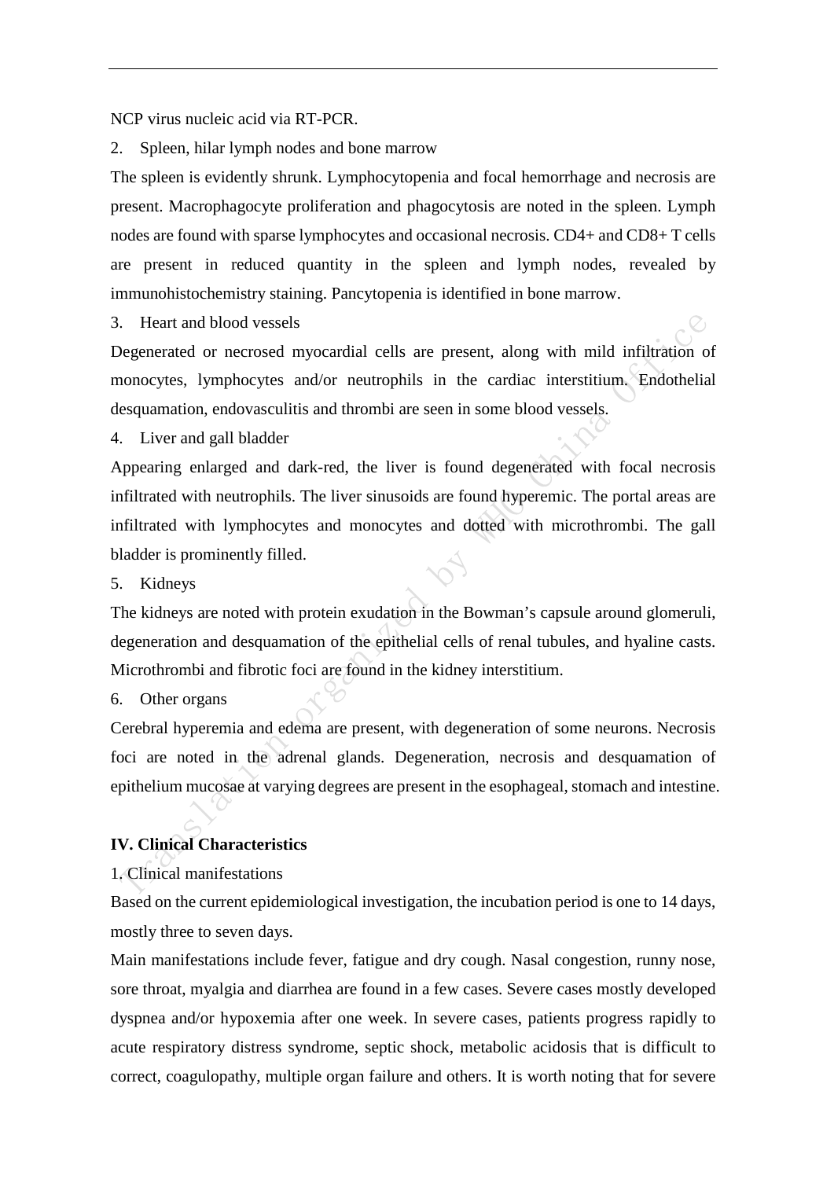NCP virus nucleic acid via RT-PCR.

2. Spleen, hilar lymph nodes and bone marrow

The spleen is evidently shrunk. Lymphocytopenia and focal hemorrhage and necrosis are present. Macrophagocyte proliferation and phagocytosis are noted in the spleen. Lymph nodes are found with sparse lymphocytes and occasional necrosis. CD4+ and CD8+ T cells are present in reduced quantity in the spleen and lymph nodes, revealed by immunohistochemistry staining. Pancytopenia is identified in bone marrow.

3. Heart and blood vessels

Degenerated or necrosed myocardial cells are present, along with mild infiltration of monocytes, lymphocytes and/or neutrophils in the cardiac interstitium. Endothelial desquamation, endovasculitis and thrombi are seen in some blood vessels.

4. Liver and gall bladder

Appearing enlarged and dark-red, the liver is found degenerated with focal necrosis infiltrated with neutrophils. The liver sinusoids are found hyperemic. The portal areas are infiltrated with lymphocytes and monocytes and dotted with microthrombi. The gall bladder is prominently filled.

5. Kidneys

The kidneys are noted with protein exudation in the Bowman's capsule around glomeruli, degeneration and desquamation of the epithelial cells of renal tubules, and hyaline casts. Microthrombi and fibrotic foci are found in the kidney interstitium.

6. Other organs

Cerebral hyperemia and edema are present, with degeneration of some neurons. Necrosis foci are noted in the adrenal glands. Degeneration, necrosis and desquamation of epithelium mucosae at varying degrees are present in the esophageal, stomach and intestine.

## IV. Clinical Characteristics

1. Clinical manifestations

Based on the current epidemiological investigation, the incubation period is one to 14 days, mostly three to seven days.

Main manifestations include fever, fatigue and dry cough. Nasal congestion, runny nose, sore throat, myalgia and diarrhea are found in a few cases. Severe cases mostly developed dyspnea and/or hypoxemia after one week. In severe cases, patients progress rapidly to acute respiratory distress syndrome, septic shock, metabolic acidosis that is difficult to correct, coagulopathy, multiple organ failure and others. It is worth noting that for severe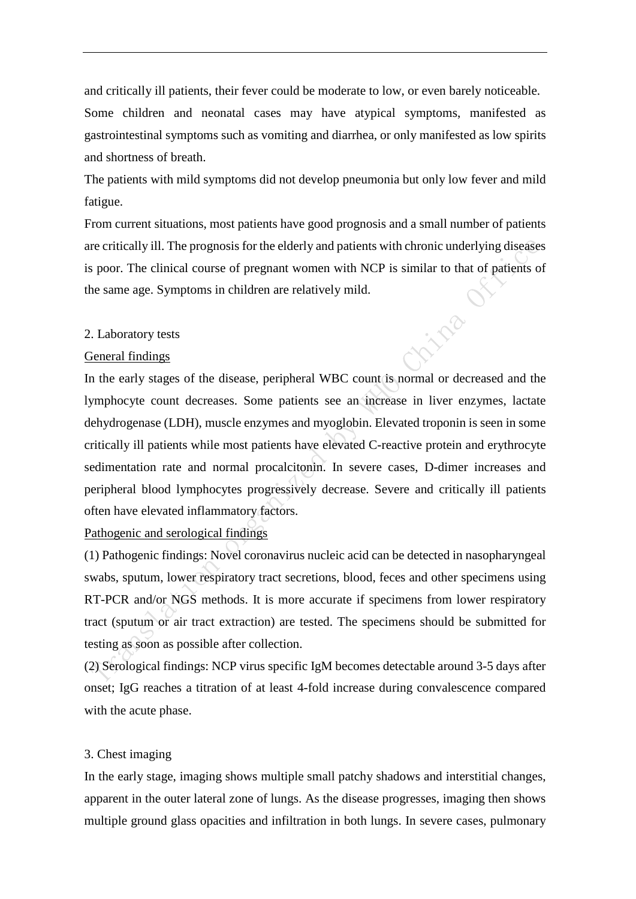and critically ill patients, their fever could be moderate to low, or even barely noticeable. Some children and neonatal cases may have atypical symptoms, manifested as gastrointestinal symptoms such as vomiting and diarrhea, or only manifested as low spirits and shortness of breath.

The patients with mild symptoms did not develop pneumonia but only low fever and mild fatigue.

From current situations, most patients have good prognosis and a small number of patients are critically ill. The prognosis for the elderly and patients with chronic underlying diseases is poor. The clinical course of pregnant women with NCP is similar to that of patients of the same age. Symptoms in children are relatively mild.

2. Laboratory tests

General findings

In the early stages of the disease, peripheral WBC count is normal or decreased and the lymphocyte count decreases. Some patients see an increase in liver enzymes, lactate dehydrogenase (LDH), muscle enzymes and myoglobin. Elevated troponin is seen in some critically ill patients while most patients have elevated C-reactive protein and erythrocyte sedimentation rate and normal procalcitonin. In severe cases, D-dimer increases and peripheral blood lymphocytes progressively decrease. Severe and critically ill patients often have elevated inflammatory factors.

Pathogenic and serological findings

(1) Pathogenic findings: Novel coronavirus nucleic acid can be detected in nasopharyngeal swabs, sputum, lower respiratory tract secretions, blood, feces and other specimens using RT-PCR and/or NGS methods. It is more accurate if specimens from lower respiratory tract (sputum or air tract extraction) are tested. The specimens should be submitted for testing as soon as possible after collection.

(2) Serological findings: NCP virus specific IgM becomes detectable around 3-5 days after onset; IgG reaches a titration of at least 4-fold increase during convalescence compared with the acute phase.

3. Chest imaging

In the early stage, imaging shows multiple small patchy shadows and interstitial changes, apparent in the outer lateral zone of lungs. As the disease progresses, imaging then shows multiple ground glass opacities and infiltration in both lungs. In severe cases, pulmonary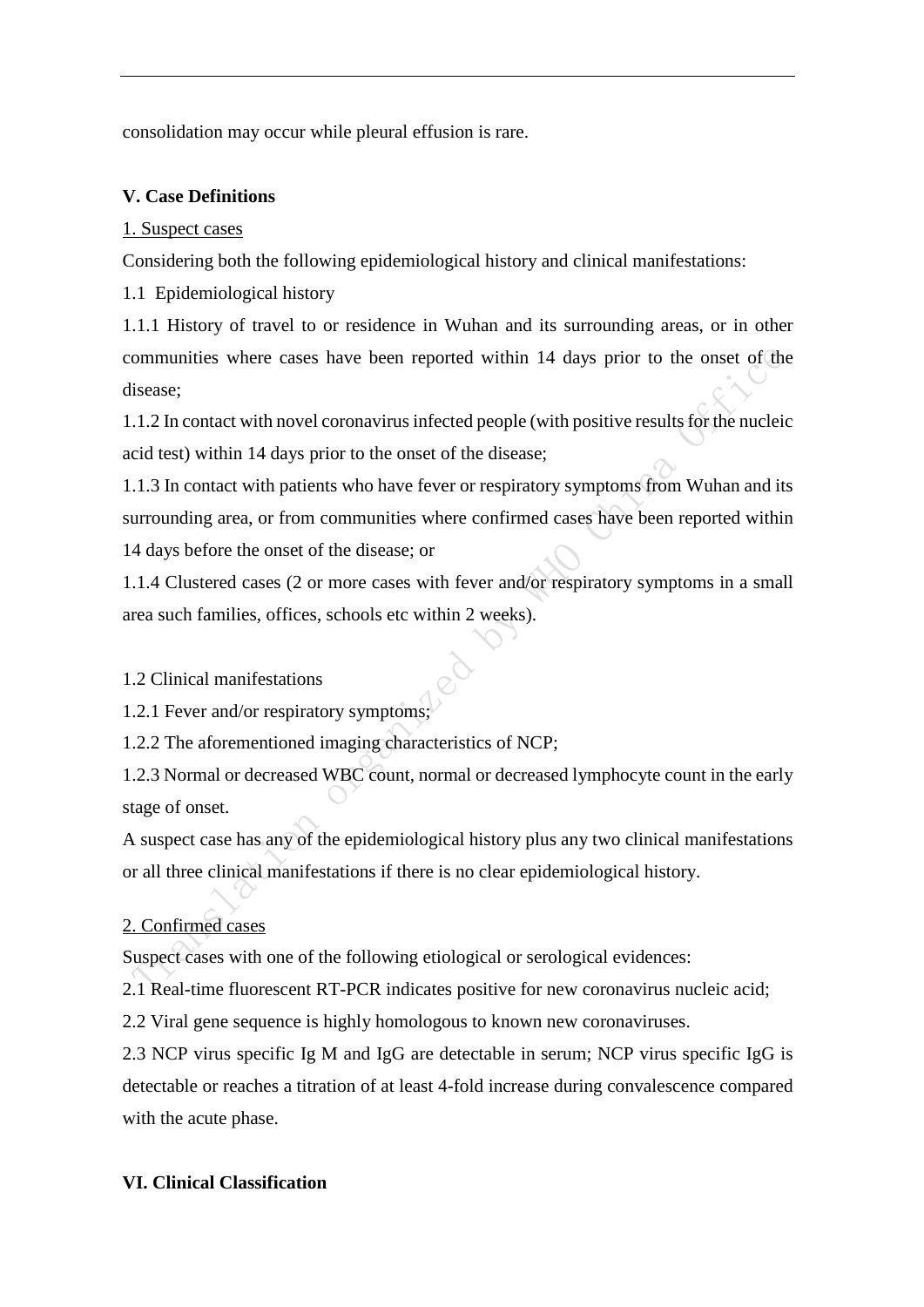consolidation may occur while pleural effusion is rare.

**V. Case Definitions**

1. Suspect cases

Considering both the following epidemiological history and clinical manifestations:

1.1 Epidemiological history

1.1.1 History of travel to or residence in Wuhan and its surrounding areas, or in other communities where cases have been reported within 14 days prior to the onset of the disease;

1.1.2 In contact with novel coronavirus infected people (with positive results for the nucleic acid test) within 14 days prior to the onset of the disease;

1.1.3 In contact with patients who have fever or respiratory symptoms from Wuhan and its surrounding area, or from communities where confirmed cases have been reported within 14 days before the onset of the disease; or

1.1.4 Clustered cases (2 or more cases with fever and/or respiratory symptoms in a small area such families, offices, schools etc within 2 weeks).

1.2 Clinical manifestations

1.2.1 Fever and/or respiratory symptoms;

1.2.2 The aforementioned imaging characteristics of NCP;

1.2.3 Normal or decreased WBC count, normal or decreased lymphocyte count in the early stage of onset.

A suspect case has any of the epidemiological history plus any two clinical manifestations or all three clinical manifestations if there is no clear epidemiological history.

2. Confirmed cases

Suspect cases with one of the following etiological or serological evidences:

2.1 Real-time fluorescent RT-PCR indicates positive for new coronavirus nucleic acid;

2.2 Viral gene sequence is highly homologous to known new coronaviruses.

2.3 NCP virus specific Ig M and IgG are detectable in serum; NCP virus specific IgG is detectable or reaches a titration of at least 4-fold increase during convalescence compared with the acute phase.

**VI. Clinical Classification**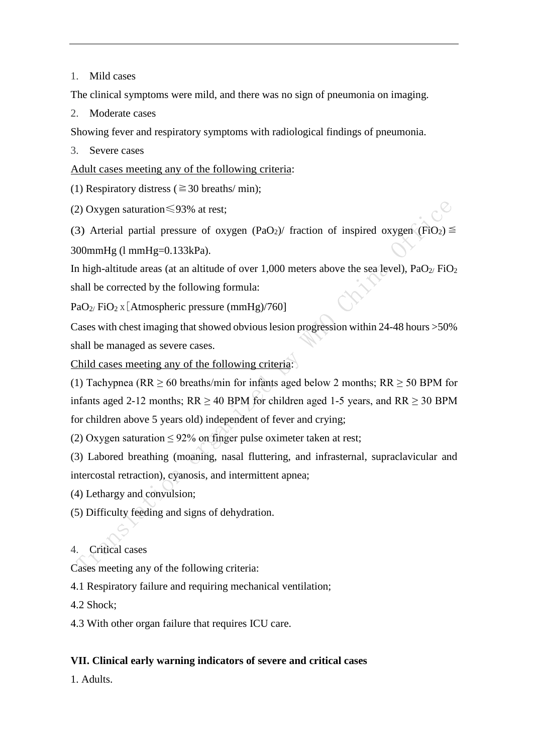1. Mild cases

The clinical symptoms were mild, and there was no sign of pneumonia on imaging.

2. Moderate cases

Showing fever and respiratory symptoms with radiological findings of pneumonia.

3. Severe cases

Adult cases meeting any of the following criteria:

(1) Respiratory distress (≧30 breaths/ min);

(2) Oxygen saturation≤93% at rest;

(3) Arterial partial pressure of oxygen ($PaO_2$)/ fraction of inspired oxygen ($FiO_2$) ≦ 300mmHg (l mmHg=0.133kPa).

In high-altitude areas (at an altitude of over 1,000 meters above the sea level), $PaO_2$/ $FiO_2$ shall be corrected by the following formula:

$PaO_2$/ $FiO_2$ x [Atmospheric pressure (mmHg)/760]

Cases with chest imaging that showed obvious lesion progression within 24-48 hours >50% shall be managed as severe cases.

Child cases meeting any of the following criteria:

(1) Tachypnea (RR ≥ 60 breaths/min for infants aged below 2 months; RR ≥ 50 BPM for infants aged 2-12 months; RR ≥ 40 BPM for children aged 1-5 years, and RR ≥ 30 BPM for children above 5 years old) independent of fever and crying;

(2) Oxygen saturation ≤ 92% on finger pulse oximeter taken at rest;

(3) Labored breathing (moaning, nasal fluttering, and infrasternal, supraclavicular and intercostal retraction), cyanosis, and intermittent apnea;

(4) Lethargy and convulsion;

(5) Difficulty feeding and signs of dehydration.

4. Critical cases

Cases meeting any of the following criteria:

4.1 Respiratory failure and requiring mechanical ventilation;

4.2 Shock;

4.3 With other organ failure that requires ICU care.

**VII. Clinical early warning indicators of severe and critical cases**

1. Adults.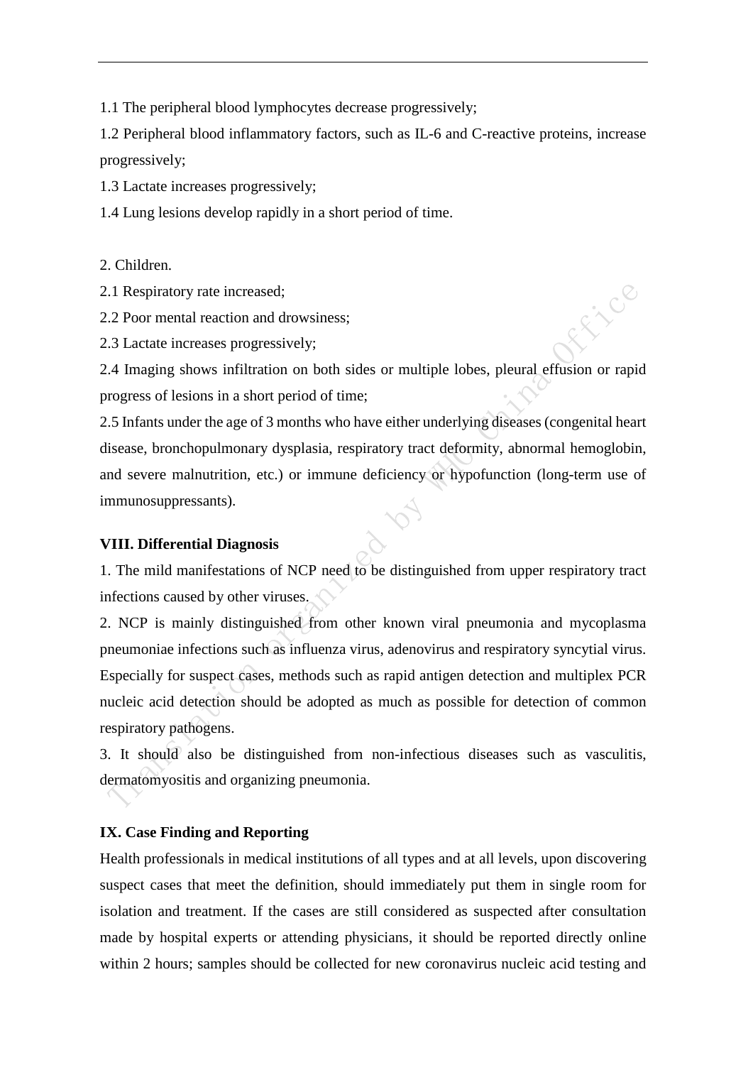1.1 The peripheral blood lymphocytes decrease progressively;

1.2 Peripheral blood inflammatory factors, such as IL-6 and C-reactive proteins, increase progressively;

1.3 Lactate increases progressively;

1.4 Lung lesions develop rapidly in a short period of time.

2. Children.

2.1 Respiratory rate increased;

2.2 Poor mental reaction and drowsiness;

2.3 Lactate increases progressively;

2.4 Imaging shows infiltration on both sides or multiple lobes, pleural effusion or rapid progress of lesions in a short period of time;

2.5 Infants under the age of 3 months who have either underlying diseases (congenital heart disease, bronchopulmonary dysplasia, respiratory tract deformity, abnormal hemoglobin, and severe malnutrition, etc.) or immune deficiency or hypofunction (long-term use of immunosuppressants).

**VIII. Differential Diagnosis**

1. The mild manifestations of NCP need to be distinguished from upper respiratory tract infections caused by other viruses.

2. NCP is mainly distinguished from other known viral pneumonia and mycoplasma pneumoniae infections such as influenza virus, adenovirus and respiratory syncytial virus. Especially for suspect cases, methods such as rapid antigen detection and multiplex PCR nucleic acid detection should be adopted as much as possible for detection of common respiratory pathogens.

3. It should also be distinguished from non-infectious diseases such as vasculitis, dermatomyositis and organizing pneumonia.

**IX. Case Finding and Reporting**

Health professionals in medical institutions of all types and at all levels, upon discovering suspect cases that meet the definition, should immediately put them in single room for isolation and treatment. If the cases are still considered as suspected after consultation made by hospital experts or attending physicians, it should be reported directly online within 2 hours; samples should be collected for new coronavirus nucleic acid testing and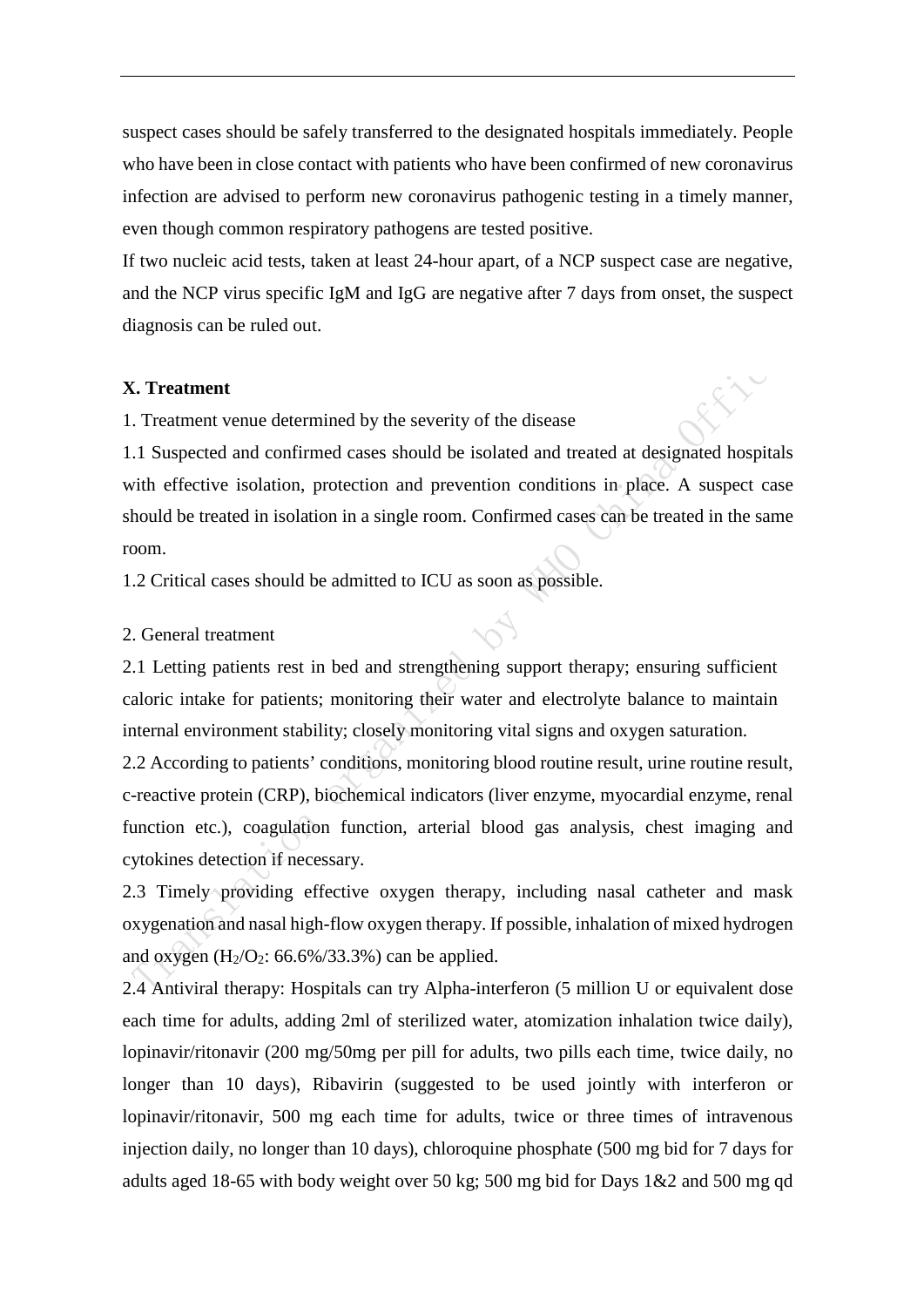suspect cases should be safely transferred to the designated hospitals immediately. People who have been in close contact with patients who have been confirmed of new coronavirus infection are advised to perform new coronavirus pathogenic testing in a timely manner, even though common respiratory pathogens are tested positive.

If two nucleic acid tests, taken at least 24-hour apart, of a NCP suspect case are negative, and the NCP virus specific IgM and IgG are negative after 7 days from onset, the suspect diagnosis can be ruled out.

## X. Treatment

1. Treatment venue determined by the severity of the disease

1.1 Suspected and confirmed cases should be isolated and treated at designated hospitals with effective isolation, protection and prevention conditions in place. A suspect case should be treated in isolation in a single room. Confirmed cases can be treated in the same room.

1.2 Critical cases should be admitted to ICU as soon as possible.

2. General treatment

2.1 Letting patients rest in bed and strengthening support therapy; ensuring sufficient caloric intake for patients; monitoring their water and electrolyte balance to maintain internal environment stability; closely monitoring vital signs and oxygen saturation.

2.2 According to patients' conditions, monitoring blood routine result, urine routine result, c-reactive protein (CRP), biochemical indicators (liver enzyme, myocardial enzyme, renal function etc.), coagulation function, arterial blood gas analysis, chest imaging and cytokines detection if necessary.

2.3 Timely providing effective oxygen therapy, including nasal catheter and mask oxygenation and nasal high-flow oxygen therapy. If possible, inhalation of mixed hydrogen and oxygen ($H_2/O_2$: 66.6%/33.3%) can be applied.

2.4 Antiviral therapy: Hospitals can try Alpha-interferon (5 million U or equivalent dose each time for adults, adding 2ml of sterilized water, atomization inhalation twice daily), lopinavir/ritonavir (200 mg/50mg per pill for adults, two pills each time, twice daily, no longer than 10 days), Ribavirin (suggested to be used jointly with interferon or lopinavir/ritonavir, 500 mg each time for adults, twice or three times of intravenous injection daily, no longer than 10 days), chloroquine phosphate (500 mg bid for 7 days for adults aged 18-65 with body weight over 50 kg; 500 mg bid for Days 1&2 and 500 mg qd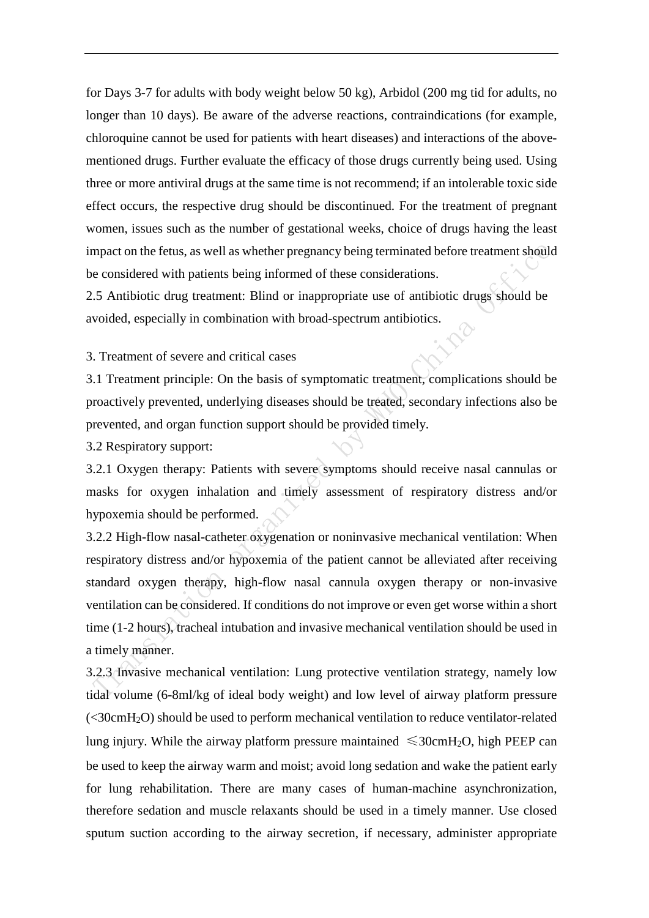for Days 3-7 for adults with body weight below 50 kg), Arbidol (200 mg tid for adults, no longer than 10 days). Be aware of the adverse reactions, contraindications (for example, chloroquine cannot be used for patients with heart diseases) and interactions of the above-mentioned drugs. Further evaluate the efficacy of those drugs currently being used. Using three or more antiviral drugs at the same time is not recommend; if an intolerable toxic side effect occurs, the respective drug should be discontinued. For the treatment of pregnant women, issues such as the number of gestational weeks, choice of drugs having the least impact on the fetus, as well as whether pregnancy being terminated before treatment should be considered with patients being informed of these considerations.

2.5 Antibiotic drug treatment: Blind or inappropriate use of antibiotic drugs should be avoided, especially in combination with broad-spectrum antibiotics.

3. Treatment of severe and critical cases

3.1 Treatment principle: On the basis of symptomatic treatment, complications should be proactively prevented, underlying diseases should be treated, secondary infections also be prevented, and organ function support should be provided timely.

3.2 Respiratory support:

3.2.1 Oxygen therapy: Patients with severe symptoms should receive nasal cannulas or masks for oxygen inhalation and timely assessment of respiratory distress and/or hypoxemia should be performed.

3.2.2 High-flow nasal-catheter oxygenation or noninvasive mechanical ventilation: When respiratory distress and/or hypoxemia of the patient cannot be alleviated after receiving standard oxygen therapy, high-flow nasal cannula oxygen therapy or non-invasive ventilation can be considered. If conditions do not improve or even get worse within a short time (1-2 hours), tracheal intubation and invasive mechanical ventilation should be used in a timely manner.

3.2.3 Invasive mechanical ventilation: Lung protective ventilation strategy, namely low tidal volume (6-8ml/kg of ideal body weight) and low level of airway platform pressure (<30cm$H_2O$) should be used to perform mechanical ventilation to reduce ventilator-related lung injury. While the airway platform pressure maintained ≤30cm$H_2O$, high PEEP can be used to keep the airway warm and moist; avoid long sedation and wake the patient early for lung rehabilitation. There are many cases of human-machine asynchronization, therefore sedation and muscle relaxants should be used in a timely manner. Use closed sputum suction according to the airway secretion, if necessary, administer appropriate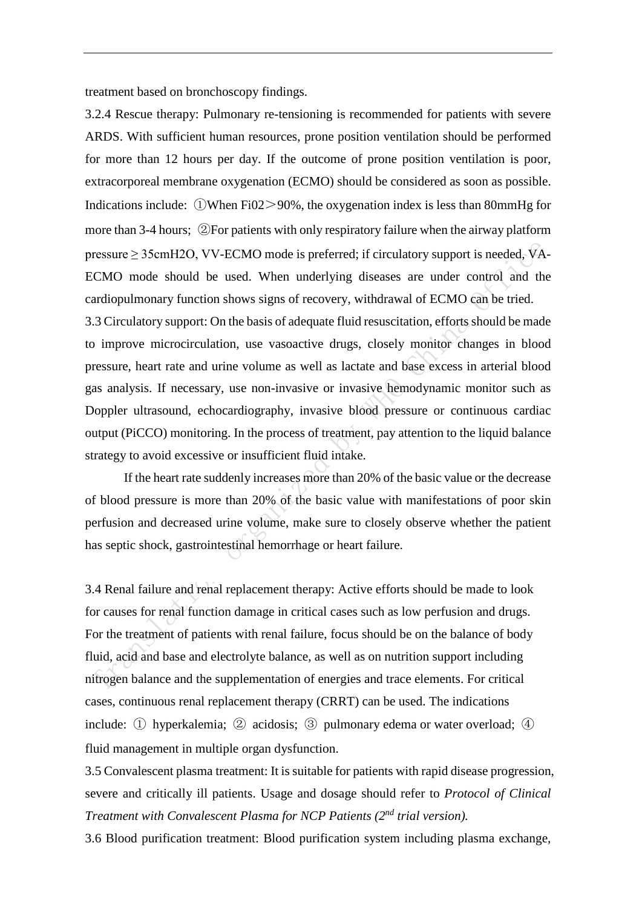treatment based on bronchoscopy findings.

3.2.4 Rescue therapy: Pulmonary re-tensioning is recommended for patients with severe ARDS. With sufficient human resources, prone position ventilation should be performed for more than 12 hours per day. If the outcome of prone position ventilation is poor, extracorporeal membrane oxygenation (ECMO) should be considered as soon as possible. Indications include: ①When Fi02＞90%, the oxygenation index is less than 80mmHg for more than 3-4 hours; ②For patients with only respiratory failure when the airway platform pressure ≥ 35cmH2O, VV-ECMO mode is preferred; if circulatory support is needed, VA-ECMO mode should be used. When underlying diseases are under control and the cardiopulmonary function shows signs of recovery, withdrawal of ECMO can be tried.

3.3 Circulatory support: On the basis of adequate fluid resuscitation, efforts should be made to improve microcirculation, use vasoactive drugs, closely monitor changes in blood pressure, heart rate and urine volume as well as lactate and base excess in arterial blood gas analysis. If necessary, use non-invasive or invasive hemodynamic monitor such as Doppler ultrasound, echocardiography, invasive blood pressure or continuous cardiac output (PiCCO) monitoring. In the process of treatment, pay attention to the liquid balance strategy to avoid excessive or insufficient fluid intake.

If the heart rate suddenly increases more than 20% of the basic value or the decrease of blood pressure is more than 20% of the basic value with manifestations of poor skin perfusion and decreased urine volume, make sure to closely observe whether the patient has septic shock, gastrointestinal hemorrhage or heart failure.

3.4 Renal failure and renal replacement therapy: Active efforts should be made to look for causes for renal function damage in critical cases such as low perfusion and drugs. For the treatment of patients with renal failure, focus should be on the balance of body fluid, acid and base and electrolyte balance, as well as on nutrition support including nitrogen balance and the supplementation of energies and trace elements. For critical cases, continuous renal replacement therapy (CRRT) can be used. The indications include: ① hyperkalemia; ② acidosis; ③ pulmonary edema or water overload; ④ fluid management in multiple organ dysfunction.

3.5 Convalescent plasma treatment: It is suitable for patients with rapid disease progression, severe and critically ill patients. Usage and dosage should refer to *Protocol of Clinical Treatment with Convalescent Plasma for NCP Patients (2nd trial version).*

3.6 Blood purification treatment: Blood purification system including plasma exchange,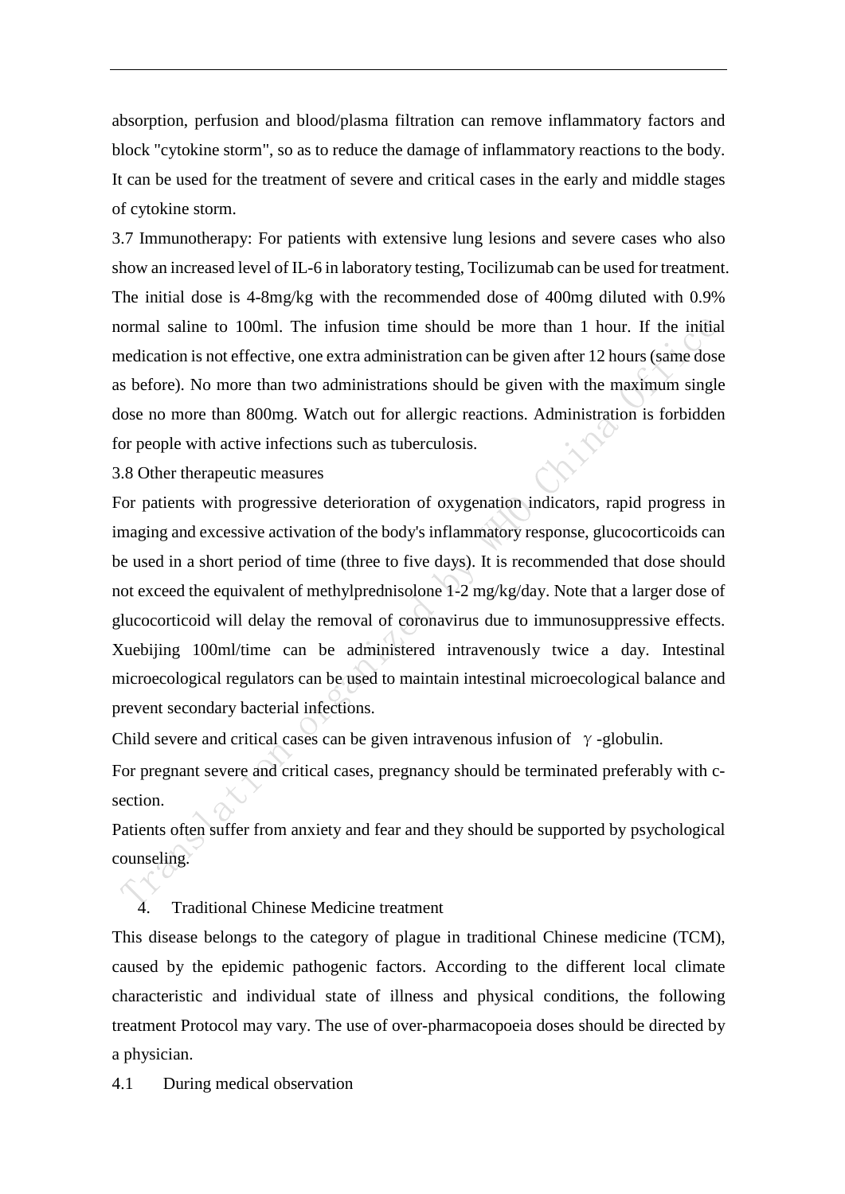absorption, perfusion and blood/plasma filtration can remove inflammatory factors and block "cytokine storm", so as to reduce the damage of inflammatory reactions to the body. It can be used for the treatment of severe and critical cases in the early and middle stages of cytokine storm.

3.7 Immunotherapy: For patients with extensive lung lesions and severe cases who also show an increased level of IL-6 in laboratory testing, Tocilizumab can be used for treatment. The initial dose is 4-8mg/kg with the recommended dose of 400mg diluted with 0.9% normal saline to 100ml. The infusion time should be more than 1 hour. If the initial medication is not effective, one extra administration can be given after 12 hours (same dose as before). No more than two administrations should be given with the maximum single dose no more than 800mg. Watch out for allergic reactions. Administration is forbidden for people with active infections such as tuberculosis.

3.8 Other therapeutic measures

For patients with progressive deterioration of oxygenation indicators, rapid progress in imaging and excessive activation of the body's inflammatory response, glucocorticoids can be used in a short period of time (three to five days). It is recommended that dose should not exceed the equivalent of methylprednisolone 1-2 mg/kg/day. Note that a larger dose of glucocorticoid will delay the removal of coronavirus due to immunosuppressive effects. Xuebijing 100ml/time can be administered intravenously twice a day. Intestinal microecological regulators can be used to maintain intestinal microecological balance and prevent secondary bacterial infections.

Child severe and critical cases can be given intravenous infusion of $\gamma$-globulin.

For pregnant severe and critical cases, pregnancy should be terminated preferably with c-section.

Patients often suffer from anxiety and fear and they should be supported by psychological counseling.

## 4. Traditional Chinese Medicine treatment

This disease belongs to the category of plague in traditional Chinese medicine (TCM), caused by the epidemic pathogenic factors. According to the different local climate characteristic and individual state of illness and physical conditions, the following treatment Protocol may vary. The use of over-pharmacopoeia doses should be directed by a physician.

### 4.1 During medical observation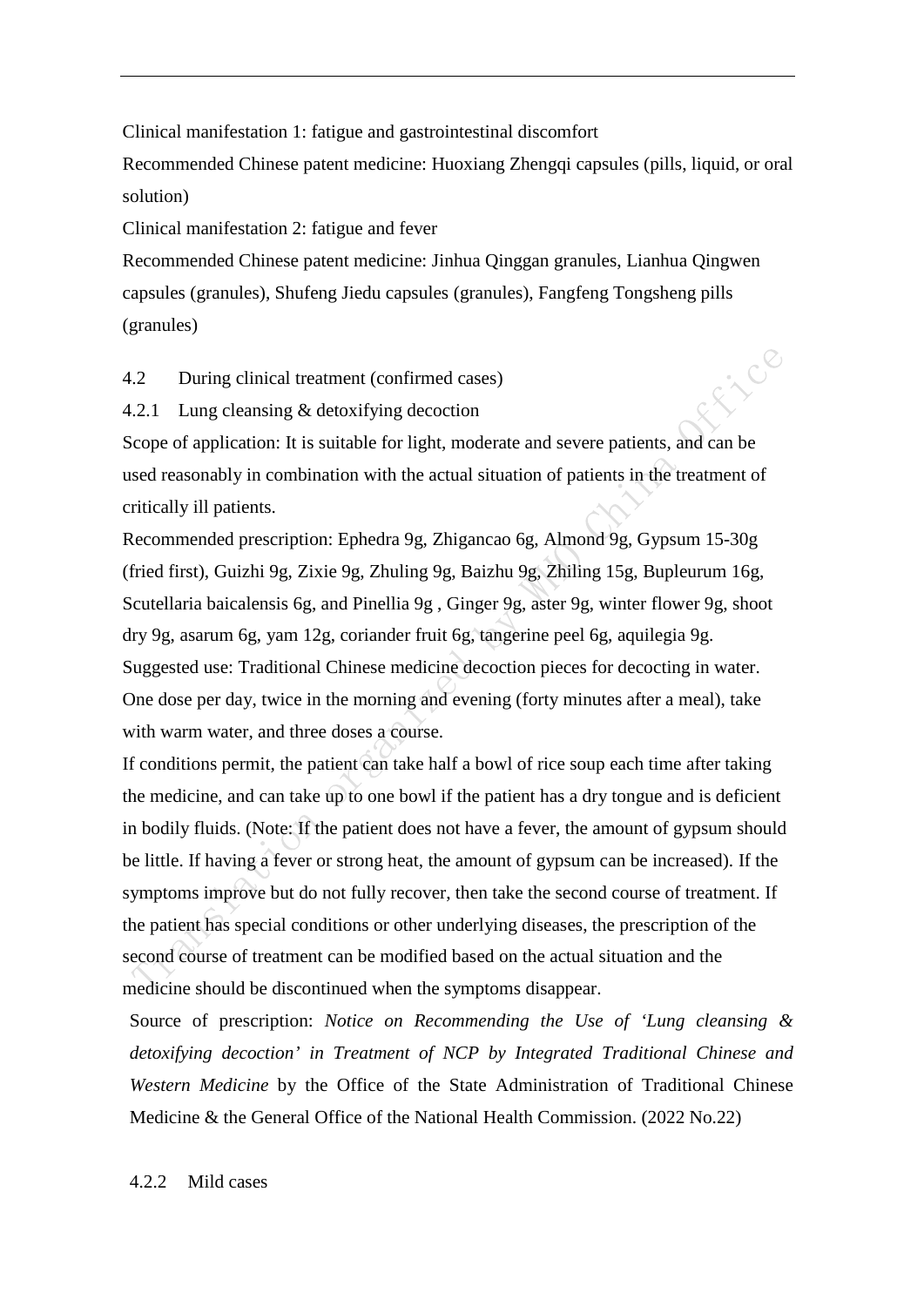Clinical manifestation 1: fatigue and gastrointestinal discomfort

Recommended Chinese patent medicine: Huoxiang Zhengqi capsules (pills, liquid, or oral solution)

Clinical manifestation 2: fatigue and fever

Recommended Chinese patent medicine: Jinhua Qinggan granules, Lianhua Qingwen capsules (granules), Shufeng Jiedu capsules (granules), Fangfeng Tongsheng pills (granules)

### 4.2 During clinical treatment (confirmed cases)

#### 4.2.1 Lung cleansing & detoxifying decoction

Scope of application: It is suitable for light, moderate and severe patients, and can be used reasonably in combination with the actual situation of patients in the treatment of critically ill patients.

Recommended prescription: Ephedra 9g, Zhigancao 6g, Almond 9g, Gypsum 15-30g (fried first), Guizhi 9g, Zixie 9g, Zhuling 9g, Baizhu 9g, Zhiling 15g, Bupleurum 16g, Scutellaria baicalensis 6g, and Pinellia 9g , Ginger 9g, aster 9g, winter flower 9g, shoot dry 9g, asarum 6g, yam 12g, coriander fruit 6g, tangerine peel 6g, aquilegia 9g.

Suggested use: Traditional Chinese medicine decoction pieces for decocting in water. One dose per day, twice in the morning and evening (forty minutes after a meal), take with warm water, and three doses a course.

If conditions permit, the patient can take half a bowl of rice soup each time after taking the medicine, and can take up to one bowl if the patient has a dry tongue and is deficient in bodily fluids. (Note: If the patient does not have a fever, the amount of gypsum should be little. If having a fever or strong heat, the amount of gypsum can be increased). If the symptoms improve but do not fully recover, then take the second course of treatment. If the patient has special conditions or other underlying diseases, the prescription of the second course of treatment can be modified based on the actual situation and the medicine should be discontinued when the symptoms disappear.

Source of prescription: *Notice on Recommending the Use of 'Lung cleansing & detoxifying decoction' in Treatment of NCP by Integrated Traditional Chinese and Western Medicine* by the Office of the State Administration of Traditional Chinese Medicine & the General Office of the National Health Commission. (2022 No.22)

#### 4.2.2 Mild cases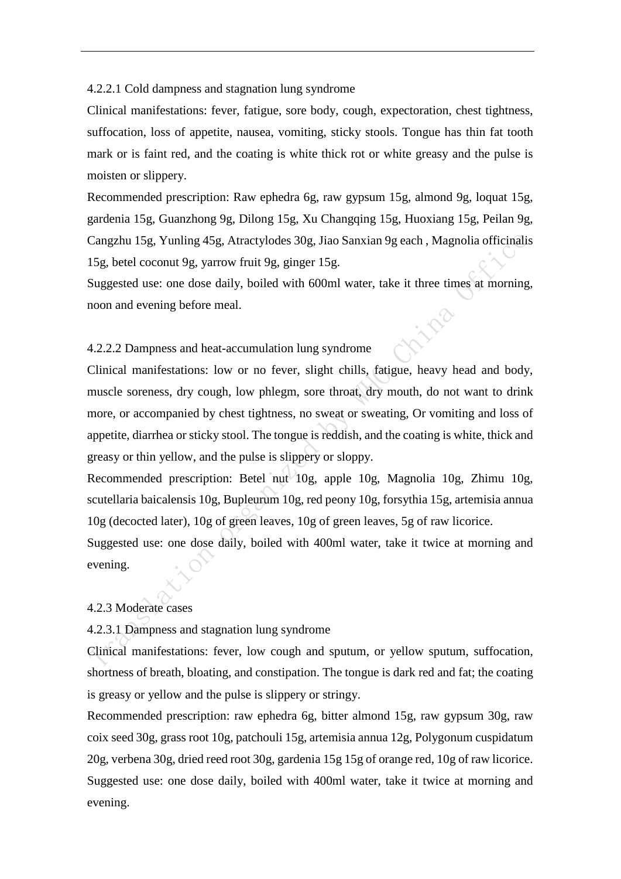#### 4.2.2.1 Cold dampness and stagnation lung syndrome

Clinical manifestations: fever, fatigue, sore body, cough, expectoration, chest tightness, suffocation, loss of appetite, nausea, vomiting, sticky stools. Tongue has thin fat tooth mark or is faint red, and the coating is white thick rot or white greasy and the pulse is moisten or slippery.

Recommended prescription: Raw ephedra 6g, raw gypsum 15g, almond 9g, loquat 15g, gardenia 15g, Guanzhong 9g, Dilong 15g, Xu Changqing 15g, Huoxiang 15g, Peilan 9g, Cangzhu 15g, Yunling 45g, Atractylodes 30g, Jiao Sanxian 9g each , Magnolia officinalis 15g, betel coconut 9g, yarrow fruit 9g, ginger 15g.

Suggested use: one dose daily, boiled with 600ml water, take it three times at morning, noon and evening before meal.

#### 4.2.2.2 Dampness and heat-accumulation lung syndrome

Clinical manifestations: low or no fever, slight chills, fatigue, heavy head and body, muscle soreness, dry cough, low phlegm, sore throat, dry mouth, do not want to drink more, or accompanied by chest tightness, no sweat or sweating, Or vomiting and loss of appetite, diarrhea or sticky stool. The tongue is reddish, and the coating is white, thick and greasy or thin yellow, and the pulse is slippery or sloppy.

Recommended prescription: Betel nut 10g, apple 10g, Magnolia 10g, Zhimu 10g, scutellaria baicalensis 10g, Bupleurum 10g, red peony 10g, forsythia 15g, artemisia annua 10g (decocted later), 10g of green leaves, 10g of green leaves, 5g of raw licorice.

Suggested use: one dose daily, boiled with 400ml water, take it twice at morning and evening.

### 4.2.3 Moderate cases

#### 4.2.3.1 Dampness and stagnation lung syndrome

Clinical manifestations: fever, low cough and sputum, or yellow sputum, suffocation, shortness of breath, bloating, and constipation. The tongue is dark red and fat; the coating is greasy or yellow and the pulse is slippery or stringy.

Recommended prescription: raw ephedra 6g, bitter almond 15g, raw gypsum 30g, raw coix seed 30g, grass root 10g, patchouli 15g, artemisia annua 12g, Polygonum cuspidatum 20g, verbena 30g, dried reed root 30g, gardenia 15g 15g of orange red, 10g of raw licorice.

Suggested use: one dose daily, boiled with 400ml water, take it twice at morning and evening.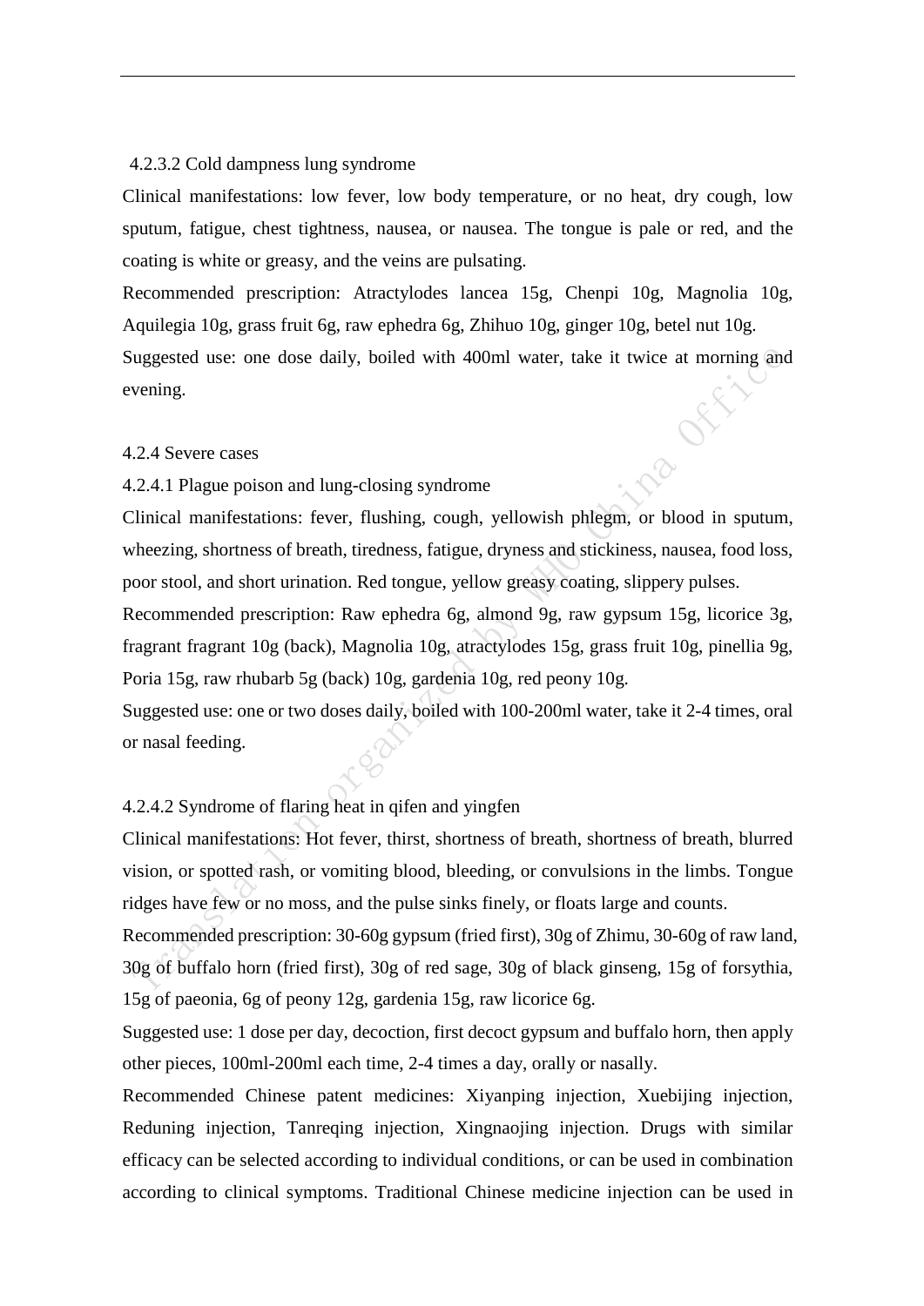4.2.3.2 Cold dampness lung syndrome

Clinical manifestations: low fever, low body temperature, or no heat, dry cough, low sputum, fatigue, chest tightness, nausea, or nausea. The tongue is pale or red, and the coating is white or greasy, and the veins are pulsating.

Recommended prescription: Atractylodes lancea 15g, Chenpi 10g, Magnolia 10g, Aquilegia 10g, grass fruit 6g, raw ephedra 6g, Zhihuo 10g, ginger 10g, betel nut 10g.

Suggested use: one dose daily, boiled with 400ml water, take it twice at morning and evening.

4.2.4 Severe cases

4.2.4.1 Plague poison and lung-closing syndrome

Clinical manifestations: fever, flushing, cough, yellowish phlegm, or blood in sputum, wheezing, shortness of breath, tiredness, fatigue, dryness and stickiness, nausea, food loss, poor stool, and short urination. Red tongue, yellow greasy coating, slippery pulses.

Recommended prescription: Raw ephedra 6g, almond 9g, raw gypsum 15g, licorice 3g, fragrant fragrant 10g (back), Magnolia 10g, atractylodes 15g, grass fruit 10g, pinellia 9g, Poria 15g, raw rhubarb 5g (back) 10g, gardenia 10g, red peony 10g.

Suggested use: one or two doses daily, boiled with 100-200ml water, take it 2-4 times, oral or nasal feeding.

4.2.4.2 Syndrome of flaring heat in qifen and yingfen

Clinical manifestations: Hot fever, thirst, shortness of breath, shortness of breath, blurred vision, or spotted rash, or vomiting blood, bleeding, or convulsions in the limbs. Tongue ridges have few or no moss, and the pulse sinks finely, or floats large and counts.

Recommended prescription: 30-60g gypsum (fried first), 30g of Zhimu, 30-60g of raw land, 30g of buffalo horn (fried first), 30g of red sage, 30g of black ginseng, 15g of forsythia, 15g of paeonia, 6g of peony 12g, gardenia 15g, raw licorice 6g.

Suggested use: 1 dose per day, decoction, first decoct gypsum and buffalo horn, then apply other pieces, 100ml-200ml each time, 2-4 times a day, orally or nasally.

Recommended Chinese patent medicines: Xiyanping injection, Xuebijing injection, Reduning injection, Tanreqing injection, Xingnaojing injection. Drugs with similar efficacy can be selected according to individual conditions, or can be used in combination according to clinical symptoms. Traditional Chinese medicine injection can be used in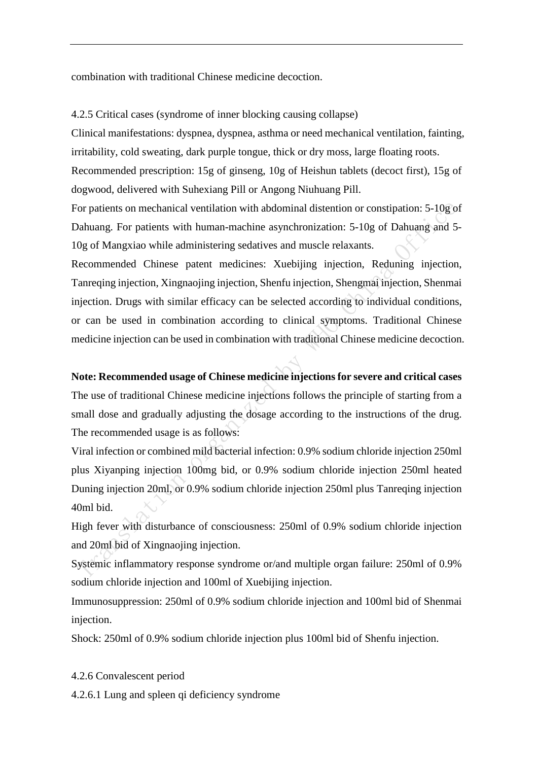combination with traditional Chinese medicine decoction.

4.2.5 Critical cases (syndrome of inner blocking causing collapse)

Clinical manifestations: dyspnea, dyspnea, asthma or need mechanical ventilation, fainting, irritability, cold sweating, dark purple tongue, thick or dry moss, large floating roots.

Recommended prescription: 15g of ginseng, 10g of Heishun tablets (decoct first), 15g of dogwood, delivered with Suhexiang Pill or Angong Niuhuang Pill.

For patients on mechanical ventilation with abdominal distention or constipation: 5-10g of Dahuang. For patients with human-machine asynchronization: 5-10g of Dahuang and 5-10g of Mangxiao while administering sedatives and muscle relaxants.

Recommended Chinese patent medicines: Xuebijing injection, Reduning injection, Tanreqing injection, Xingnaojing injection, Shenfu injection, Shengmai injection, Shenmai injection. Drugs with similar efficacy can be selected according to individual conditions, or can be used in combination according to clinical symptoms. Traditional Chinese medicine injection can be used in combination with traditional Chinese medicine decoction.

**Note: Recommended usage of Chinese medicine injections for severe and critical cases**

The use of traditional Chinese medicine injections follows the principle of starting from a small dose and gradually adjusting the dosage according to the instructions of the drug. The recommended usage is as follows:

Viral infection or combined mild bacterial infection: 0.9% sodium chloride injection 250ml plus Xiyanping injection 100mg bid, or 0.9% sodium chloride injection 250ml heated Duning injection 20ml, or 0.9% sodium chloride injection 250ml plus Tanreqing injection 40ml bid.

High fever with disturbance of consciousness: 250ml of 0.9% sodium chloride injection and 20ml bid of Xingnaojing injection.

Systemic inflammatory response syndrome or/and multiple organ failure: 250ml of 0.9% sodium chloride injection and 100ml of Xuebijing injection.

Immunosuppression: 250ml of 0.9% sodium chloride injection and 100ml bid of Shenmai injection.

Shock: 250ml of 0.9% sodium chloride injection plus 100ml bid of Shenfu injection.

4.2.6 Convalescent period

4.2.6.1 Lung and spleen qi deficiency syndrome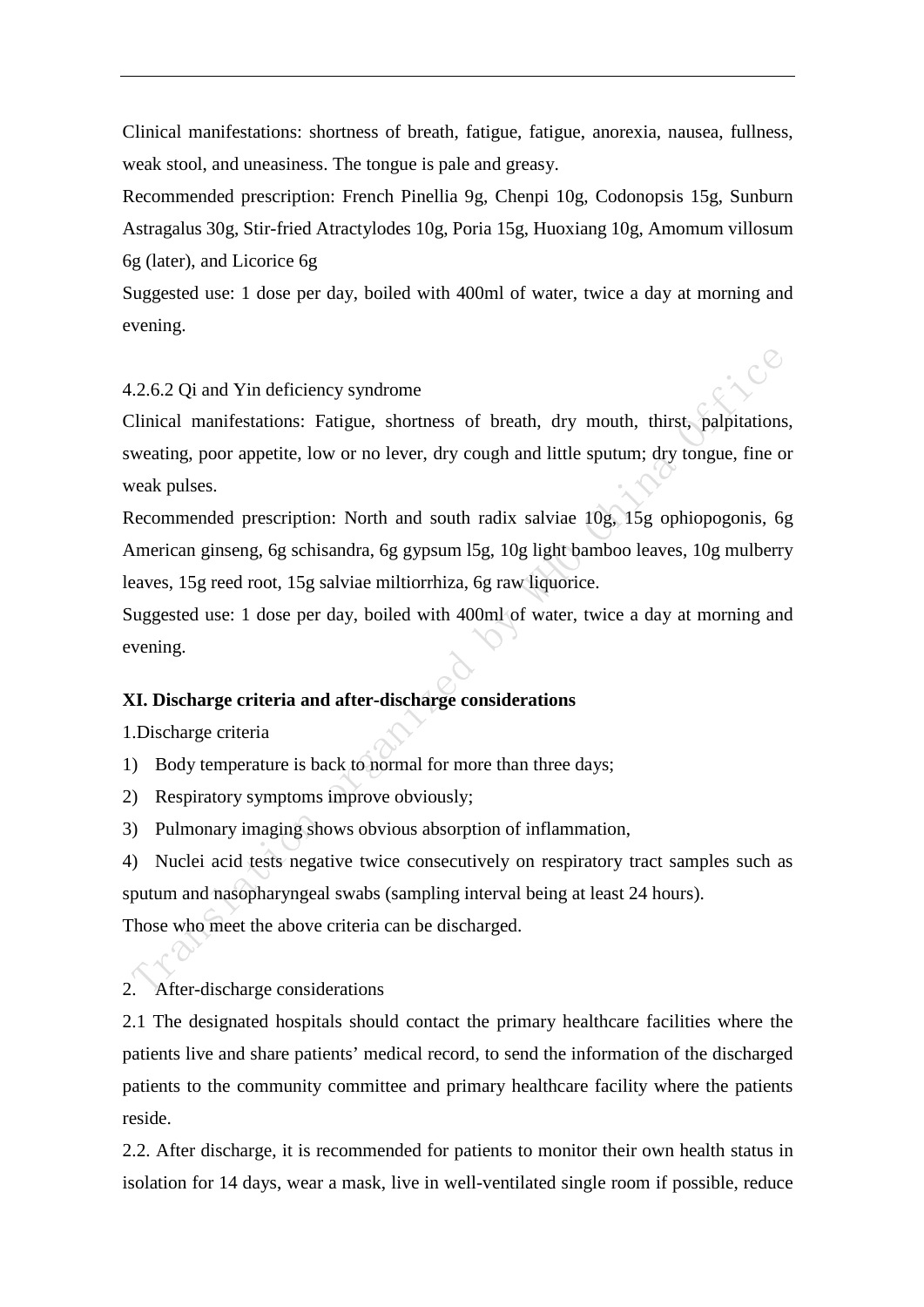Clinical manifestations: shortness of breath, fatigue, fatigue, anorexia, nausea, fullness, weak stool, and uneasiness. The tongue is pale and greasy.

Recommended prescription: French Pinellia 9g, Chenpi 10g, Codonopsis 15g, Sunburn Astragalus 30g, Stir-fried Atractylodes 10g, Poria 15g, Huoxiang 10g, Amomum villosum 6g (later), and Licorice 6g

Suggested use: 1 dose per day, boiled with 400ml of water, twice a day at morning and evening.

4.2.6.2 Qi and Yin deficiency syndrome

Clinical manifestations: Fatigue, shortness of breath, dry mouth, thirst, palpitations, sweating, poor appetite, low or no lever, dry cough and little sputum; dry tongue, fine or weak pulses.

Recommended prescription: North and south radix salviae 10g, 15g ophiopogonis, 6g American ginseng, 6g schisandra, 6g gypsum l5g, 10g light bamboo leaves, 10g mulberry leaves, 15g reed root, 15g salviae miltiorrhiza, 6g raw liquorice.

Suggested use: 1 dose per day, boiled with 400ml of water, twice a day at morning and evening.

**XI. Discharge criteria and after-discharge considerations**

1.Discharge criteria

1) Body temperature is back to normal for more than three days;
2) Respiratory symptoms improve obviously;
3) Pulmonary imaging shows obvious absorption of inflammation,
4) Nuclei acid tests negative twice consecutively on respiratory tract samples such as sputum and nasopharyngeal swabs (sampling interval being at least 24 hours).

Those who meet the above criteria can be discharged.

2. After-discharge considerations

2.1 The designated hospitals should contact the primary healthcare facilities where the patients live and share patients' medical record, to send the information of the discharged patients to the community committee and primary healthcare facility where the patients reside.

2.2. After discharge, it is recommended for patients to monitor their own health status in isolation for 14 days, wear a mask, live in well-ventilated single room if possible, reduce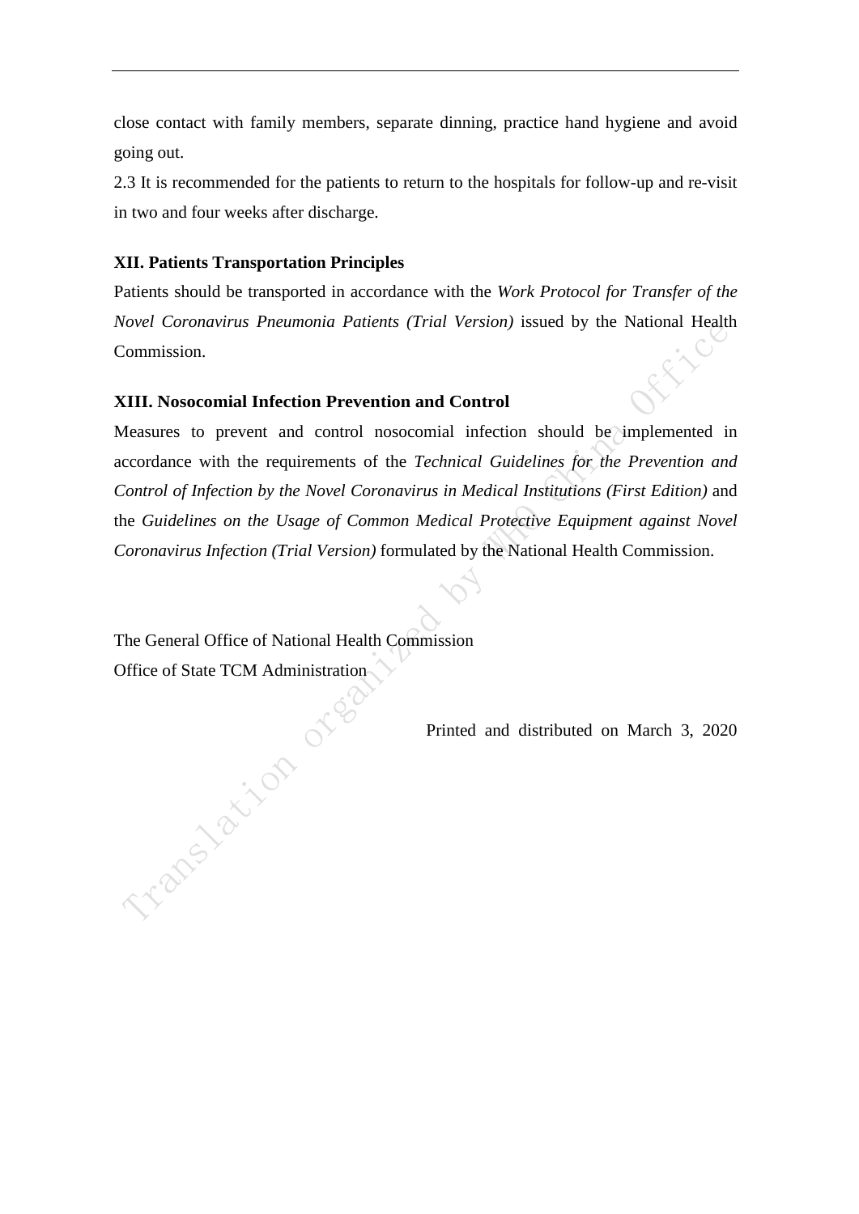close contact with family members, separate dinning, practice hand hygiene and avoid going out.

2.3 It is recommended for the patients to return to the hospitals for follow-up and re-visit in two and four weeks after discharge.

**XII. Patients Transportation Principles**

Patients should be transported in accordance with the *Work Protocol for Transfer of the Novel Coronavirus Pneumonia Patients (Trial Version)* issued by the National Health Commission.

**XIII. Nosocomial Infection Prevention and Control**

Measures to prevent and control nosocomial infection should be implemented in accordance with the requirements of the *Technical Guidelines for the Prevention and Control of Infection by the Novel Coronavirus in Medical Institutions (First Edition)* and the *Guidelines on the Usage of Common Medical Protective Equipment against Novel Coronavirus Infection (Trial Version)* formulated by the National Health Commission.

The General Office of National Health Commission

Office of State TCM Administration

Printed and distributed on March 3, 2020